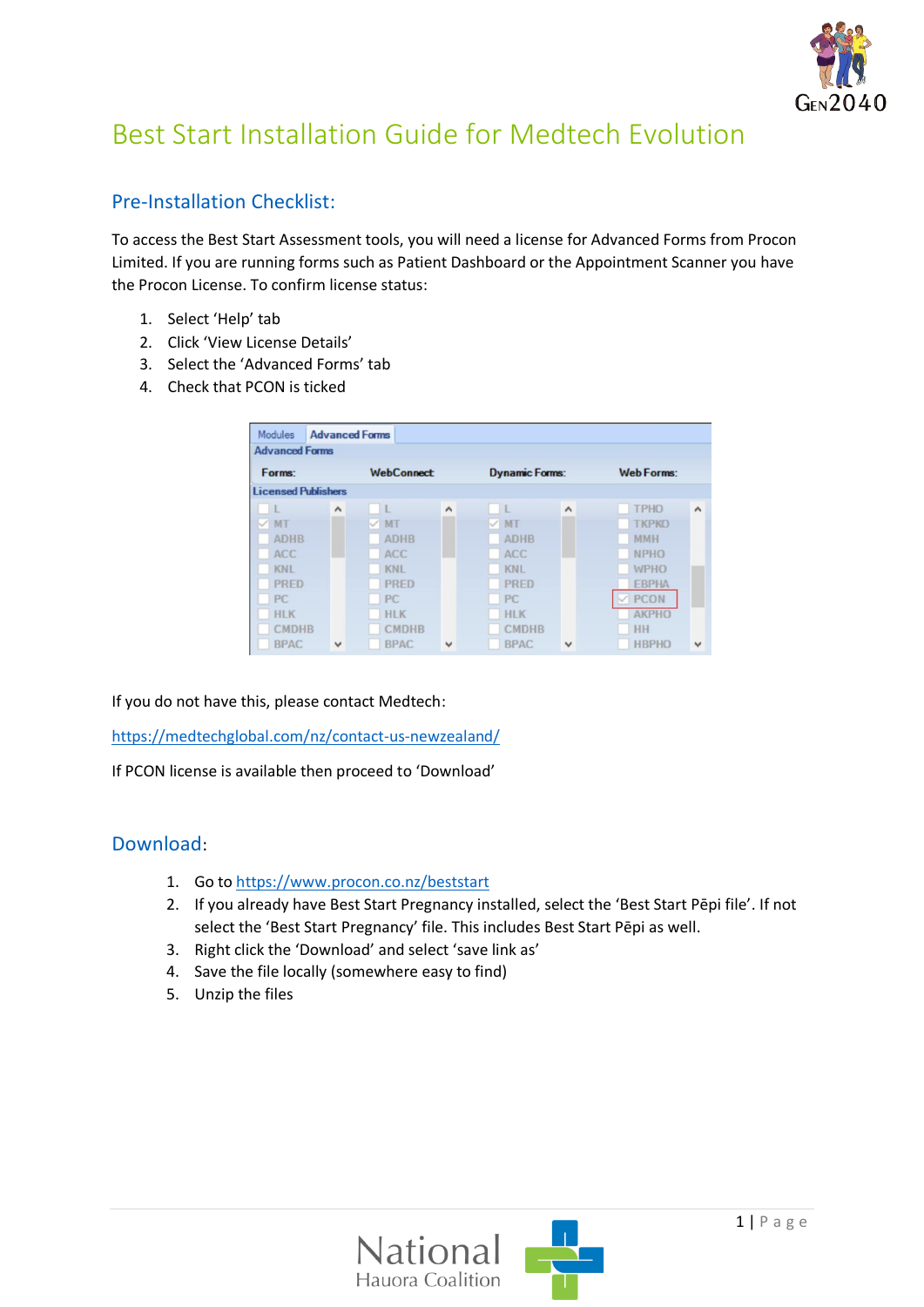# Best Start Installation Guide for Medtech Evolution

## Pre-Installation Checklist:

To access the Best Start Assessment tools, you will need a license for Advanced Forms from Procon Limited. If you are running forms such as Patient Dashboard or the Appointment Scanner you have the Procon License. To confirm license status:

1. Select 'Help' tab
2. Click 'View License Details'
3. Select the 'Advanced Forms' tab
4. Check that PCON is ticked

If you do not have this, please contact Medtech:

https://medtechglobal.com/nz/contact-us-newzealand/

If PCON license is available then proceed to 'Download'

## Download:

1. Go to https://www.procon.co.nz/beststart
2. If you already have Best Start Pregnancy installed, select the 'Best Start Pēpi file'. If not select the 'Best Start Pregnancy' file. This includes Best Start Pēpi as well.
3. Right click the 'Download' and select 'save link as'
4. Save the file locally (somewhere easy to find)
5. Unzip the files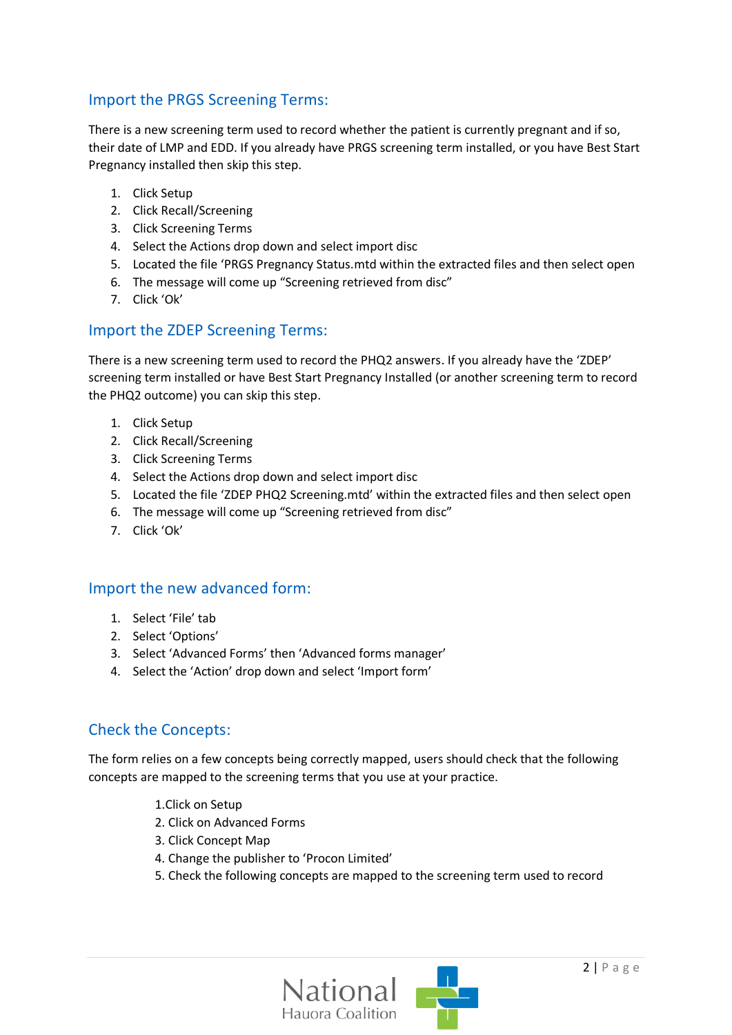## Import the PRGS Screening Terms:

There is a new screening term used to record whether the patient is currently pregnant and if so, their date of LMP and EDD. If you already have PRGS screening term installed, or you have Best Start Pregnancy installed then skip this step.

1. Click Setup
2. Click Recall/Screening
3. Click Screening Terms
4. Select the Actions drop down and select import disc
5. Located the file 'PRGS Pregnancy Status.mtd within the extracted files and then select open
6. The message will come up "Screening retrieved from disc"
7. Click 'Ok'

## Import the ZDEP Screening Terms:

There is a new screening term used to record the PHQ2 answers. If you already have the 'ZDEP' screening term installed or have Best Start Pregnancy Installed (or another screening term to record the PHQ2 outcome) you can skip this step.

1. Click Setup
2. Click Recall/Screening
3. Click Screening Terms
4. Select the Actions drop down and select import disc
5. Located the file 'ZDEP PHQ2 Screening.mtd' within the extracted files and then select open
6. The message will come up "Screening retrieved from disc"
7. Click 'Ok'

## Import the new advanced form:

1. Select 'File' tab
2. Select 'Options'
3. Select 'Advanced Forms' then 'Advanced forms manager'
4. Select the 'Action' drop down and select 'Import form'

## Check the Concepts:

The form relies on a few concepts being correctly mapped, users should check that the following concepts are mapped to the screening terms that you use at your practice.

1.Click on Setup
2. Click on Advanced Forms
3. Click Concept Map
4. Change the publisher to 'Procon Limited'
5. Check the following concepts are mapped to the screening term used to record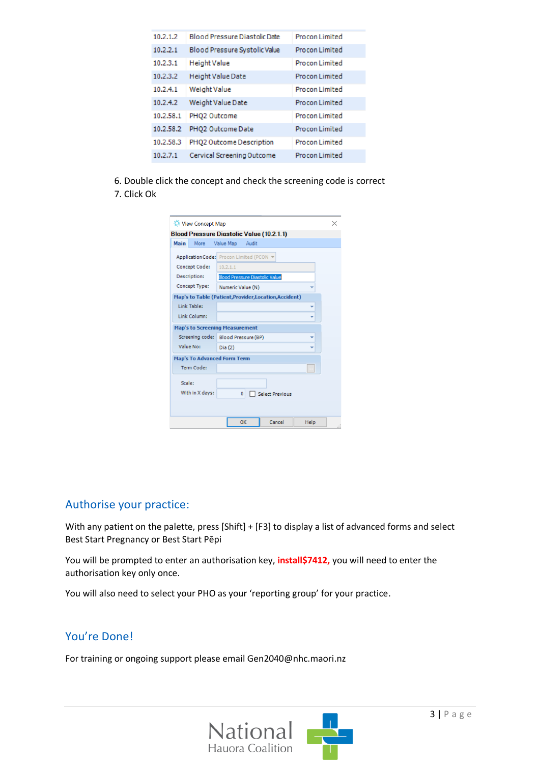| | | |
|---|---|---|
| 10.2.1.2 | Blood Pressure Diastolic Date | Procon Limited |
| 10.2.2.1 | Blood Pressure Systolic Value | Procon Limited |
| 10.2.3.1 | Height Value | Procon Limited |
| 10.2.3.2 | Height Value Date | Procon Limited |
| 10.2.4.1 | Weight Value | Procon Limited |
| 10.2.4.2 | Weight Value Date | Procon Limited |
| 10.2.58.1 | PHQ2 Outcome | Procon Limited |
| 10.2.58.2 | PHQ2 Outcome Date | Procon Limited |
| 10.2.58.3 | PHQ2 Outcome Description | Procon Limited |
| 10.2.7.1 | Cervical Screening Outcome | Procon Limited |

6. Double click the concept and check the screening code is correct
7. Click Ok

## Authorise your practice:

With any patient on the palette, press [Shift] + [F3] to display a list of advanced forms and select Best Start Pregnancy or Best Start Pēpi

You will be prompted to enter an authorisation key, **install$7412,** you will need to enter the authorisation key only once.

You will also need to select your PHO as your 'reporting group' for your practice.

## You're Done!

For training or ongoing support please email Gen2040@nhc.maori.nz